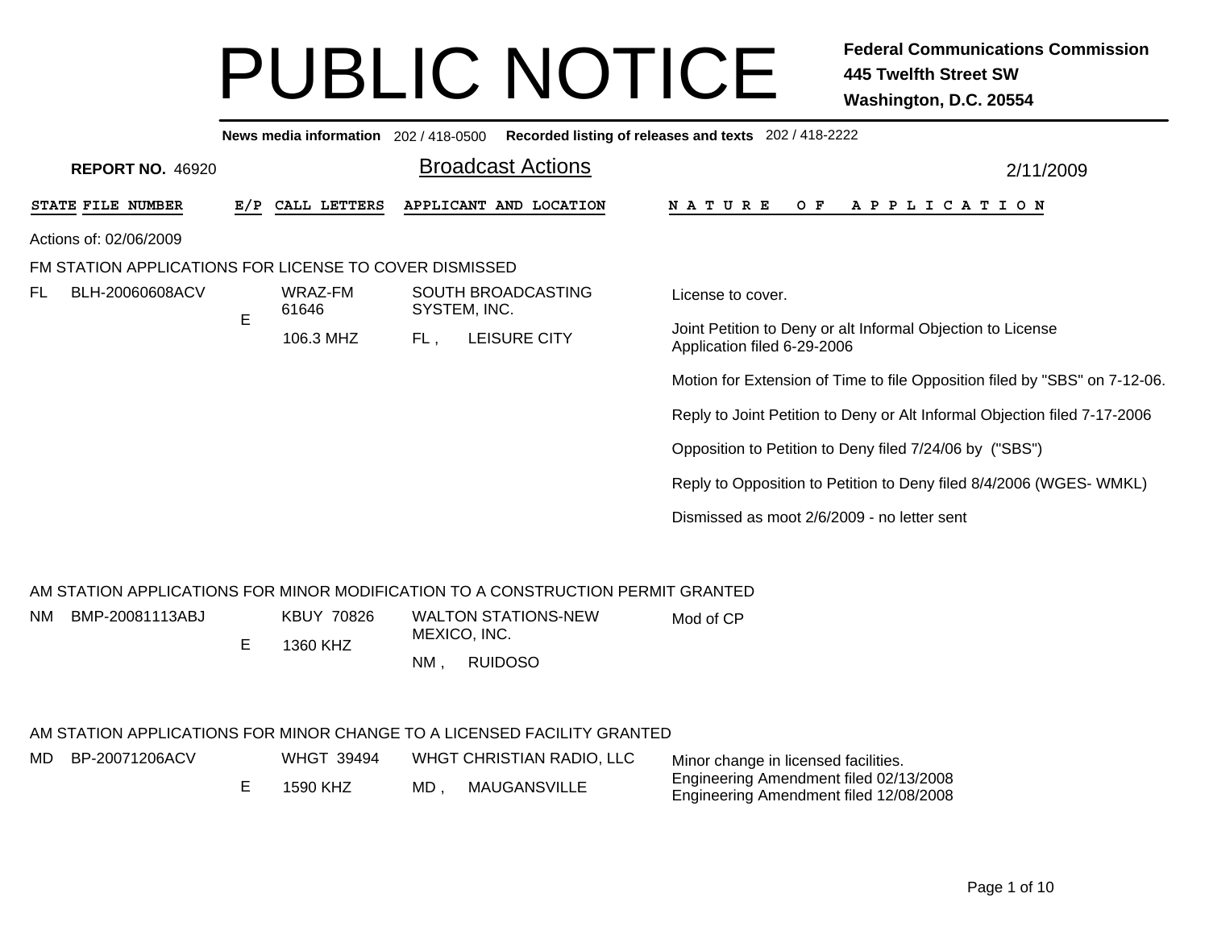# PUBLIC NOTICE

**Federal Communications Commission**
**445 Twelfth Street SW**
**Washington, D.C. 20554**

**News media information** 202 / 418-0500 **Recorded listing of releases and texts** 202 / 418-2222

**REPORT NO.** 46920

## Broadcast Actions

2/11/2009

| STATE | FILE NUMBER | E/P | CALL LETTERS | APPLICANT AND LOCATION | NATURE OF APPLICATION |
|---|---|---|---|---|---|

Actions of: 02/06/2009

### FM STATION APPLICATIONS FOR LICENSE TO COVER DISMISSED

| STATE | FILE NUMBER | E/P | CALL LETTERS | APPLICANT AND LOCATION | NATURE OF APPLICATION |
|---|---|---|---|---|---|
| FL | BLH-20060608ACV | E | WRAZ-FM 61646<br>106.3 MHZ | SOUTH BROADCASTING SYSTEM, INC.<br>FL , LEISURE CITY | License to cover.<br>Joint Petition to Deny or alt Informal Objection to License Application filed 6-29-2006<br>Motion for Extension of Time to file Opposition filed by "SBS" on 7-12-06.<br>Reply to Joint Petition to Deny or Alt Informal Objection filed 7-17-2006<br>Opposition to Petition to Deny filed 7/24/06 by ("SBS")<br>Reply to Opposition to Petition to Deny filed 8/4/2006 (WGES- WMKL)<br>Dismissed as moot 2/6/2009 - no letter sent |

### AM STATION APPLICATIONS FOR MINOR MODIFICATION TO A CONSTRUCTION PERMIT GRANTED

| STATE | FILE NUMBER | E/P | CALL LETTERS | APPLICANT AND LOCATION | NATURE OF APPLICATION |
|---|---|---|---|---|---|
| NM | BMP-20081113ABJ | E | KBUY 70826<br>1360 KHZ | WALTON STATIONS-NEW MEXICO, INC.<br>NM , RUIDOSO | Mod of CP |

### AM STATION APPLICATIONS FOR MINOR CHANGE TO A LICENSED FACILITY GRANTED

| STATE | FILE NUMBER | E/P | CALL LETTERS | APPLICANT AND LOCATION | NATURE OF APPLICATION |
|---|---|---|---|---|---|
| MD | BP-20071206ACV | E | WHGT 39494<br>1590 KHZ | WHGT CHRISTIAN RADIO, LLC<br>MD , MAUGANSVILLE | Minor change in licensed facilities.<br>Engineering Amendment filed 02/13/2008<br>Engineering Amendment filed 12/08/2008 |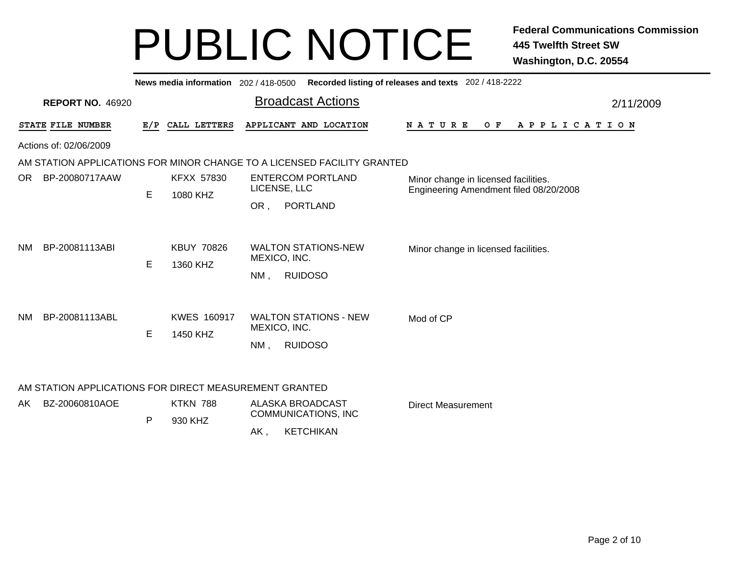# PUBLIC NOTICE

**Federal Communications Commission**
**445 Twelfth Street SW**
**Washington, D.C. 20554**

**News media information** 202 / 418-0500 **Recorded listing of releases and texts** 202 / 418-2222

**REPORT NO.** 46920

## Broadcast Actions

2/11/2009

Actions of: 02/06/2009

### AM STATION APPLICATIONS FOR MINOR CHANGE TO A LICENSED FACILITY GRANTED

| STATE | FILE NUMBER | E/P | CALL LETTERS | APPLICANT AND LOCATION | NATURE OF APPLICATION |
|---|---|---|---|---|---|
| OR | BP-20080717AAW | E | KFXX 57830<br>1080 KHZ | ENTERCOM PORTLAND LICENSE, LLC<br>OR , PORTLAND | Minor change in licensed facilities.<br>Engineering Amendment filed 08/20/2008 |
| NM | BP-20081113ABI | E | KBUY 70826<br>1360 KHZ | WALTON STATIONS-NEW MEXICO, INC.<br>NM , RUIDOSO | Minor change in licensed facilities. |
| NM | BP-20081113ABL | E | KWES 160917<br>1450 KHZ | WALTON STATIONS - NEW MEXICO, INC.<br>NM , RUIDOSO | Mod of CP |

### AM STATION APPLICATIONS FOR DIRECT MEASUREMENT GRANTED

| STATE | FILE NUMBER | E/P | CALL LETTERS | APPLICANT AND LOCATION | NATURE OF APPLICATION |
|---|---|---|---|---|---|
| AK | BZ-20060810AOE | P | KTKN 788<br>930 KHZ | ALASKA BROADCAST COMMUNICATIONS, INC<br>AK , KETCHIKAN | Direct Measurement |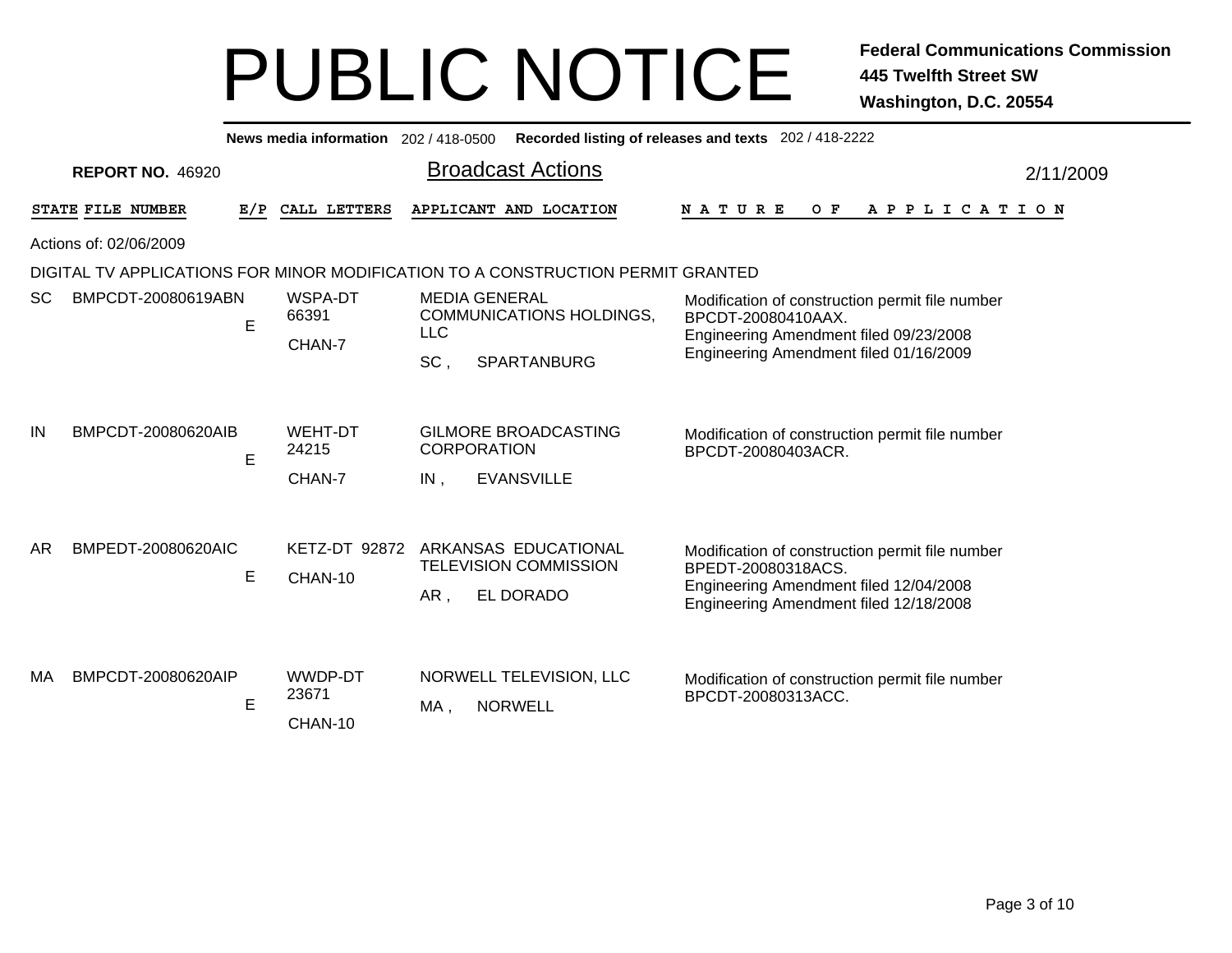# PUBLIC NOTICE

**Federal Communications Commission**
**445 Twelfth Street SW**
**Washington, D.C. 20554**

**News media information** 202 / 418-0500 **Recorded listing of releases and texts** 202 / 418-2222

**REPORT NO.** 46920

## Broadcast Actions

2/11/2009

Actions of: 02/06/2009

DIGITAL TV APPLICATIONS FOR MINOR MODIFICATION TO A CONSTRUCTION PERMIT GRANTED

| STATE | FILE NUMBER | E/P | CALL LETTERS | APPLICANT AND LOCATION | NATURE OF APPLICATION |
|---|---|---|---|---|---|
| SC | BMPCDT-20080619ABN | E | WSPA-DT 66391 CHAN-7 | MEDIA GENERAL COMMUNICATIONS HOLDINGS, LLC SC , SPARTANBURG | Modification of construction permit file number BPCDT-20080410AAX. Engineering Amendment filed 09/23/2008 Engineering Amendment filed 01/16/2009 |
| IN | BMPCDT-20080620AIB | E | WEHT-DT 24215 CHAN-7 | GILMORE BROADCASTING CORPORATION IN , EVANSVILLE | Modification of construction permit file number BPCDT-20080403ACR. |
| AR | BMPEDT-20080620AIC | E | KETZ-DT 92872 CHAN-10 | ARKANSAS EDUCATIONAL TELEVISION COMMISSION AR , EL DORADO | Modification of construction permit file number BPEDT-20080318ACS. Engineering Amendment filed 12/04/2008 Engineering Amendment filed 12/18/2008 |
| MA | BMPCDT-20080620AIP | E | WWDP-DT 23671 CHAN-10 | NORWELL TELEVISION, LLC MA , NORWELL | Modification of construction permit file number BPCDT-20080313ACC. |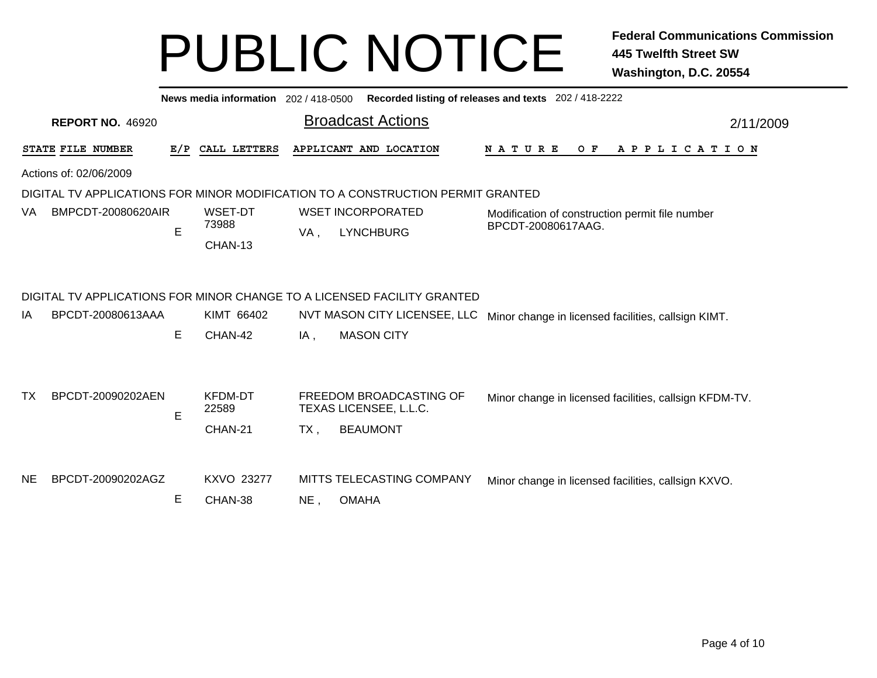# PUBLIC NOTICE

**Federal Communications Commission**
**445 Twelfth Street SW**
**Washington, D.C. 20554**

**News media information** 202 / 418-0500 **Recorded listing of releases and texts** 202 / 418-2222

**REPORT NO.** 46920

## Broadcast Actions

2/11/2009

Actions of: 02/06/2009

### DIGITAL TV APPLICATIONS FOR MINOR MODIFICATION TO A CONSTRUCTION PERMIT GRANTED

| STATE | FILE NUMBER | E/P | CALL LETTERS | APPLICANT AND LOCATION | NATURE OF APPLICATION |
|---|---|---|---|---|---|
| VA | BMPCDT-20080620AIR | E | WSET-DT 73988 CHAN-13 | WSET INCORPORATED VA , LYNCHBURG | Modification of construction permit file number BPCDT-20080617AAG. |

### DIGITAL TV APPLICATIONS FOR MINOR CHANGE TO A LICENSED FACILITY GRANTED

| STATE | FILE NUMBER | E/P | CALL LETTERS | APPLICANT AND LOCATION | NATURE OF APPLICATION |
|---|---|---|---|---|---|
| IA | BPCDT-20080613AAA | E | KIMT 66402 CHAN-42 | NVT MASON CITY LICENSEE, LLC IA , MASON CITY | Minor change in licensed facilities, callsign KIMT. |
| TX | BPCDT-20090202AEN | E | KFDM-DT 22589 CHAN-21 | FREEDOM BROADCASTING OF TEXAS LICENSEE, L.L.C. TX , BEAUMONT | Minor change in licensed facilities, callsign KFDM-TV. |
| NE | BPCDT-20090202AGZ | E | KXVO 23277 CHAN-38 | MITTS TELECASTING COMPANY NE , OMAHA | Minor change in licensed facilities, callsign KXVO. |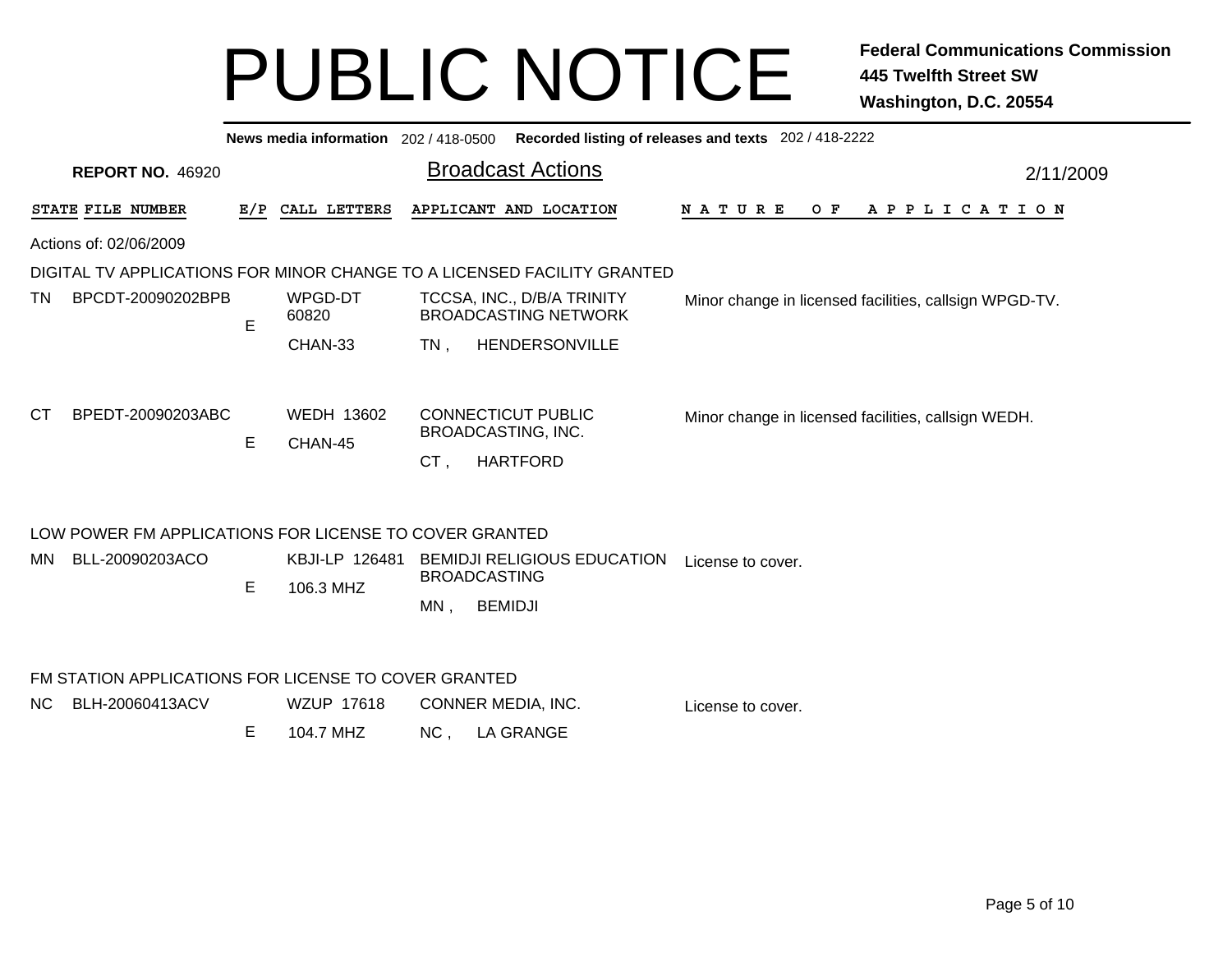# PUBLIC NOTICE

**Federal Communications Commission**
**445 Twelfth Street SW**
**Washington, D.C. 20554**

**News media information** 202 / 418-0500 **Recorded listing of releases and texts** 202 / 418-2222

**REPORT NO.** 46920

## Broadcast Actions

2/11/2009

| STATE | FILE NUMBER | E/P | CALL LETTERS | APPLICANT AND LOCATION | NATURE OF APPLICATION |
|---|---|---|---|---|---|

Actions of: 02/06/2009

### DIGITAL TV APPLICATIONS FOR MINOR CHANGE TO A LICENSED FACILITY GRANTED

| STATE | FILE NUMBER | E/P | CALL LETTERS | APPLICANT AND LOCATION | NATURE OF APPLICATION |
|---|---|---|---|---|---|
| TN | BPCDT-20090202BPB | E | WPGD-DT 60820 CHAN-33 | TCCSA, INC., D/B/A TRINITY BROADCASTING NETWORK TN , HENDERSONVILLE | Minor change in licensed facilities, callsign WPGD-TV. |
| CT | BPEDT-20090203ABC | E | WEDH 13602 CHAN-45 | CONNECTICUT PUBLIC BROADCASTING, INC. CT , HARTFORD | Minor change in licensed facilities, callsign WEDH. |

### LOW POWER FM APPLICATIONS FOR LICENSE TO COVER GRANTED

| STATE | FILE NUMBER | E/P | CALL LETTERS | APPLICANT AND LOCATION | NATURE OF APPLICATION |
|---|---|---|---|---|---|
| MN | BLL-20090203ACO | E | KBJI-LP 126481 106.3 MHZ | BEMIDJI RELIGIOUS EDUCATION BROADCASTING MN , BEMIDJI | License to cover. |

### FM STATION APPLICATIONS FOR LICENSE TO COVER GRANTED

| STATE | FILE NUMBER | E/P | CALL LETTERS | APPLICANT AND LOCATION | NATURE OF APPLICATION |
|---|---|---|---|---|---|
| NC | BLH-20060413ACV | E | WZUP 17618 104.7 MHZ | CONNER MEDIA, INC. NC , LA GRANGE | License to cover. |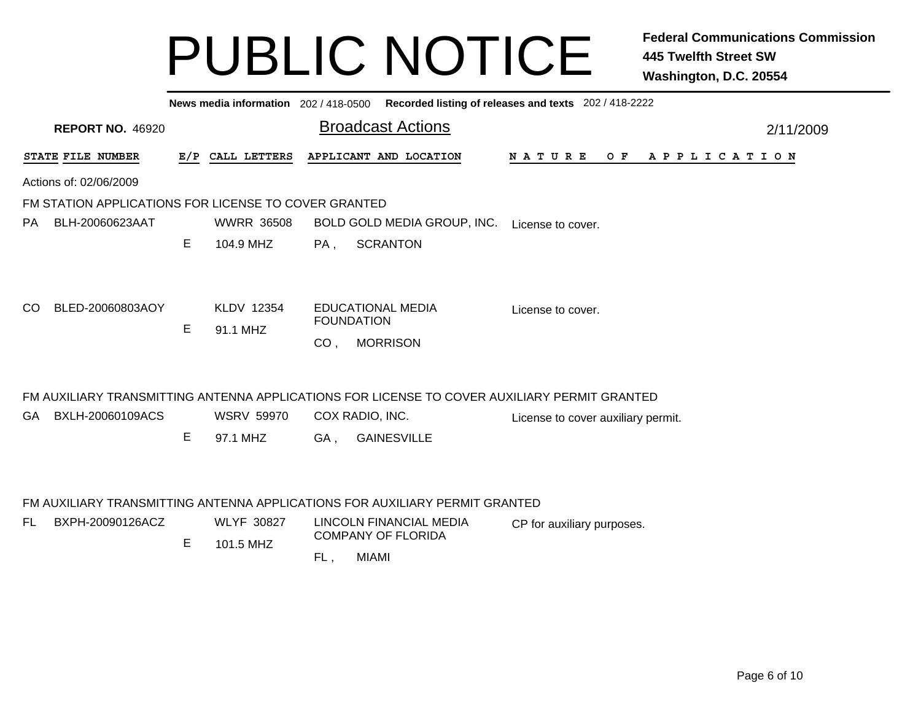# PUBLIC NOTICE

**Federal Communications Commission**
**445 Twelfth Street SW**
**Washington, D.C. 20554**

**News media information** 202 / 418-0500 **Recorded listing of releases and texts** 202 / 418-2222

**REPORT NO.** 46920

## Broadcast Actions

2/11/2009

Actions of: 02/06/2009

### FM STATION APPLICATIONS FOR LICENSE TO COVER GRANTED

| STATE | FILE NUMBER | E/P | CALL LETTERS | APPLICANT AND LOCATION | NATURE OF APPLICATION |
|---|---|---|---|---|---|
| PA | BLH-20060623AAT | E | WWRR 36508<br>104.9 MHZ | BOLD GOLD MEDIA GROUP, INC.<br>PA , SCRANTON | License to cover. |
| CO | BLED-20060803AOY | E | KLDV 12354<br>91.1 MHZ | EDUCATIONAL MEDIA FOUNDATION<br>CO , MORRISON | License to cover. |

### FM AUXILIARY TRANSMITTING ANTENNA APPLICATIONS FOR LICENSE TO COVER AUXILIARY PERMIT GRANTED

| STATE | FILE NUMBER | E/P | CALL LETTERS | APPLICANT AND LOCATION | NATURE OF APPLICATION |
|---|---|---|---|---|---|
| GA | BXLH-20060109ACS | E | WSRV 59970<br>97.1 MHZ | COX RADIO, INC.<br>GA , GAINESVILLE | License to cover auxiliary permit. |

### FM AUXILIARY TRANSMITTING ANTENNA APPLICATIONS FOR AUXILIARY PERMIT GRANTED

| STATE | FILE NUMBER | E/P | CALL LETTERS | APPLICANT AND LOCATION | NATURE OF APPLICATION |
|---|---|---|---|---|---|
| FL | BXPH-20090126ACZ | E | WLYF 30827<br>101.5 MHZ | LINCOLN FINANCIAL MEDIA COMPANY OF FLORIDA<br>FL , MIAMI | CP for auxiliary purposes. |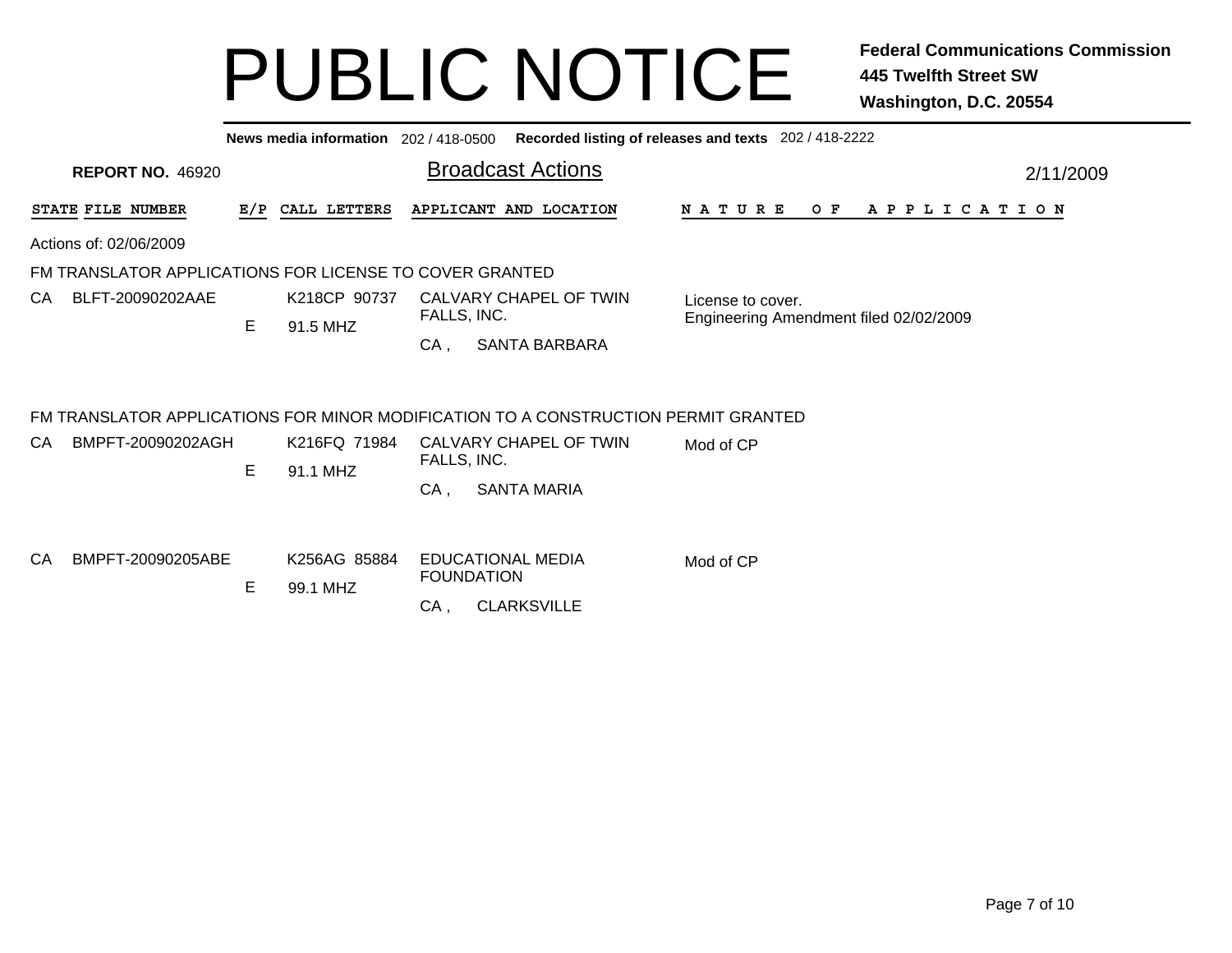# PUBLIC NOTICE

**Federal Communications Commission**
**445 Twelfth Street SW**
**Washington, D.C. 20554**

**News media information** 202 / 418-0500 **Recorded listing of releases and texts** 202 / 418-2222

**REPORT NO.** 46920

## Broadcast Actions

2/11/2009

Actions of: 02/06/2009

### FM TRANSLATOR APPLICATIONS FOR LICENSE TO COVER GRANTED

| STATE | FILE NUMBER | E/P | CALL LETTERS | APPLICANT AND LOCATION | NATURE OF APPLICATION |
|---|---|---|---|---|---|
| CA | BLFT-20090202AAE | E | K218CP 90737<br>91.5 MHZ | CALVARY CHAPEL OF TWIN FALLS, INC.<br>CA , SANTA BARBARA | License to cover.<br>Engineering Amendment filed 02/02/2009 |

### FM TRANSLATOR APPLICATIONS FOR MINOR MODIFICATION TO A CONSTRUCTION PERMIT GRANTED

| STATE | FILE NUMBER | E/P | CALL LETTERS | APPLICANT AND LOCATION | NATURE OF APPLICATION |
|---|---|---|---|---|---|
| CA | BMPFT-20090202AGH | E | K216FQ 71984<br>91.1 MHZ | CALVARY CHAPEL OF TWIN FALLS, INC.<br>CA , SANTA MARIA | Mod of CP |
| CA | BMPFT-20090205ABE | E | K256AG 85884<br>99.1 MHZ | EDUCATIONAL MEDIA FOUNDATION<br>CA , CLARKSVILLE | Mod of CP |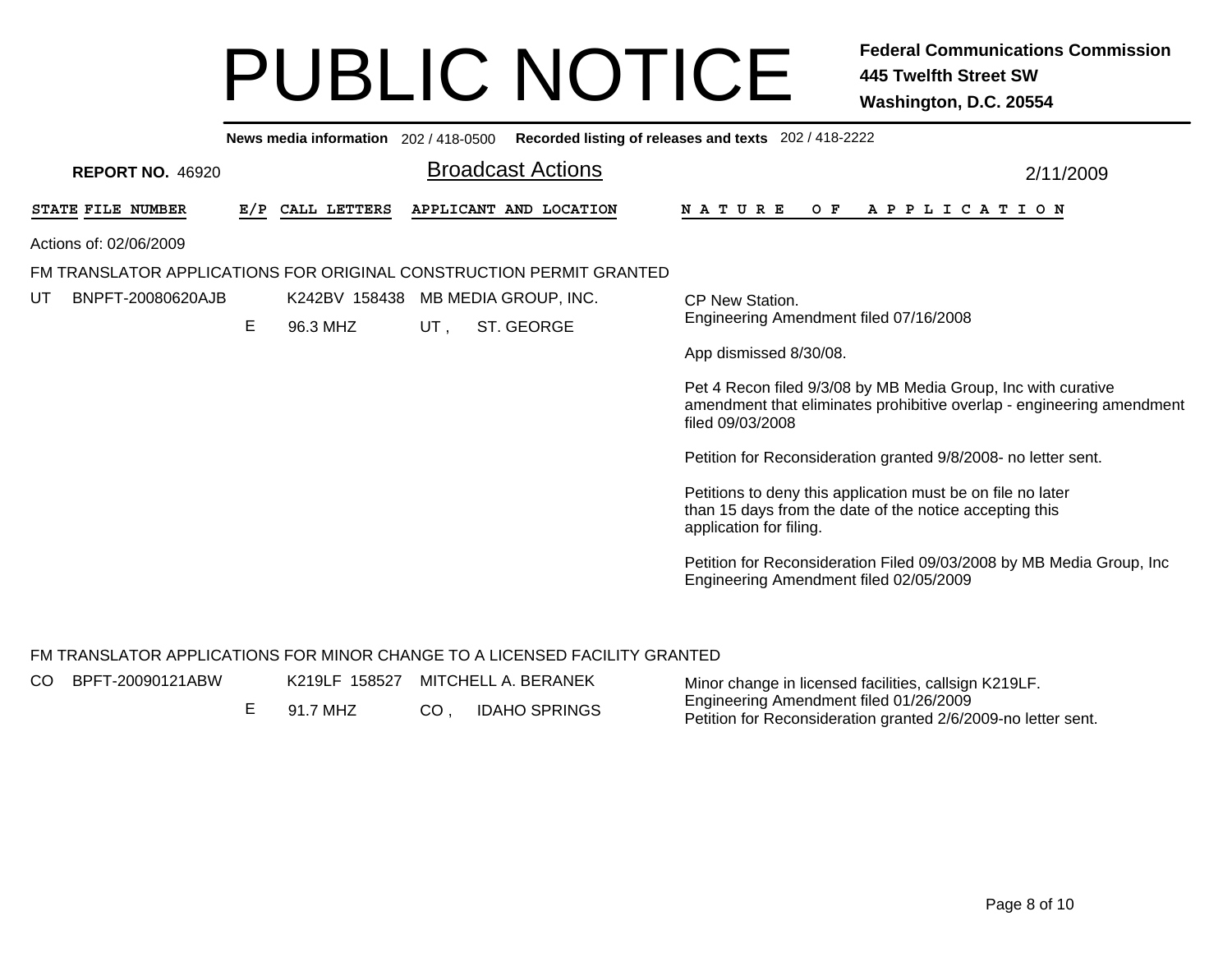# PUBLIC NOTICE

**Federal Communications Commission**
**445 Twelfth Street SW**
**Washington, D.C. 20554**

**News media information** 202 / 418-0500 **Recorded listing of releases and texts** 202 / 418-2222

**REPORT NO.** 46920

## Broadcast Actions

2/11/2009

| STATE | FILE NUMBER | E/P | CALL LETTERS | APPLICANT AND LOCATION | NATURE OF APPLICATION |
|---|---|---|---|---|---|

Actions of: 02/06/2009

### FM TRANSLATOR APPLICATIONS FOR ORIGINAL CONSTRUCTION PERMIT GRANTED

| STATE | FILE NUMBER | E/P | CALL LETTERS | APPLICANT AND LOCATION | NATURE OF APPLICATION |
|---|---|---|---|---|---|
| UT | BNPFT-20080620AJB | E | K242BV 158438<br>96.3 MHZ | MB MEDIA GROUP, INC.<br>UT , ST. GEORGE | CP New Station.<br>Engineering Amendment filed 07/16/2008<br><br>App dismissed 8/30/08.<br><br>Pet 4 Recon filed 9/3/08 by MB Media Group, Inc with curative amendment that eliminates prohibitive overlap - engineering amendment filed 09/03/2008<br><br>Petition for Reconsideration granted 9/8/2008- no letter sent.<br><br>Petitions to deny this application must be on file no later than 15 days from the date of the notice accepting this application for filing.<br><br>Petition for Reconsideration Filed 09/03/2008 by MB Media Group, Inc<br>Engineering Amendment filed 02/05/2009 |

### FM TRANSLATOR APPLICATIONS FOR MINOR CHANGE TO A LICENSED FACILITY GRANTED

| STATE | FILE NUMBER | E/P | CALL LETTERS | APPLICANT AND LOCATION | NATURE OF APPLICATION |
|---|---|---|---|---|---|
| CO | BPFT-20090121ABW | E | K219LF 158527<br>91.7 MHZ | MITCHELL A. BERANEK<br>CO , IDAHO SPRINGS | Minor change in licensed facilities, callsign K219LF.<br>Engineering Amendment filed 01/26/2009<br>Petition for Reconsideration granted 2/6/2009-no letter sent. |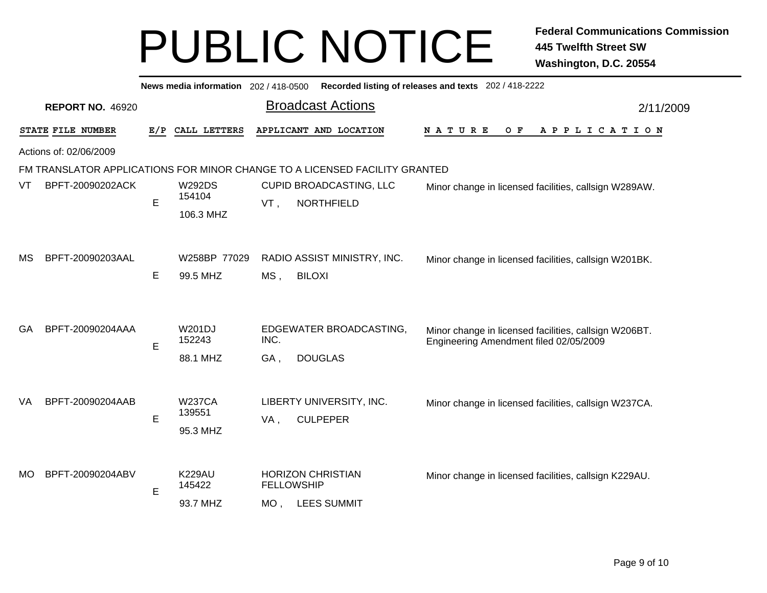# PUBLIC NOTICE

**Federal Communications Commission**
**445 Twelfth Street SW**
**Washington, D.C. 20554**

**News media information** 202 / 418-0500 **Recorded listing of releases and texts** 202 / 418-2222

**REPORT NO.** 46920

## Broadcast Actions

2/11/2009

Actions of: 02/06/2009

FM TRANSLATOR APPLICATIONS FOR MINOR CHANGE TO A LICENSED FACILITY GRANTED

| STATE | FILE NUMBER | E/P | CALL LETTERS | APPLICANT AND LOCATION | NATURE OF APPLICATION |
|---|---|---|---|---|---|
| VT | BPFT-20090202ACK | E | W292DS 154104<br>106.3 MHZ | CUPID BROADCASTING, LLC<br>VT , NORTHFIELD | Minor change in licensed facilities, callsign W289AW. |
| MS | BPFT-20090203AAL | E | W258BP 77029<br>99.5 MHZ | RADIO ASSIST MINISTRY, INC.<br>MS , BILOXI | Minor change in licensed facilities, callsign W201BK. |
| GA | BPFT-20090204AAA | E | W201DJ 152243<br>88.1 MHZ | EDGEWATER BROADCASTING, INC.<br>GA , DOUGLAS | Minor change in licensed facilities, callsign W206BT.<br>Engineering Amendment filed 02/05/2009 |
| VA | BPFT-20090204AAB | E | W237CA 139551<br>95.3 MHZ | LIBERTY UNIVERSITY, INC.<br>VA , CULPEPER | Minor change in licensed facilities, callsign W237CA. |
| MO | BPFT-20090204ABV | E | K229AU 145422<br>93.7 MHZ | HORIZON CHRISTIAN FELLOWSHIP<br>MO , LEES SUMMIT | Minor change in licensed facilities, callsign K229AU. |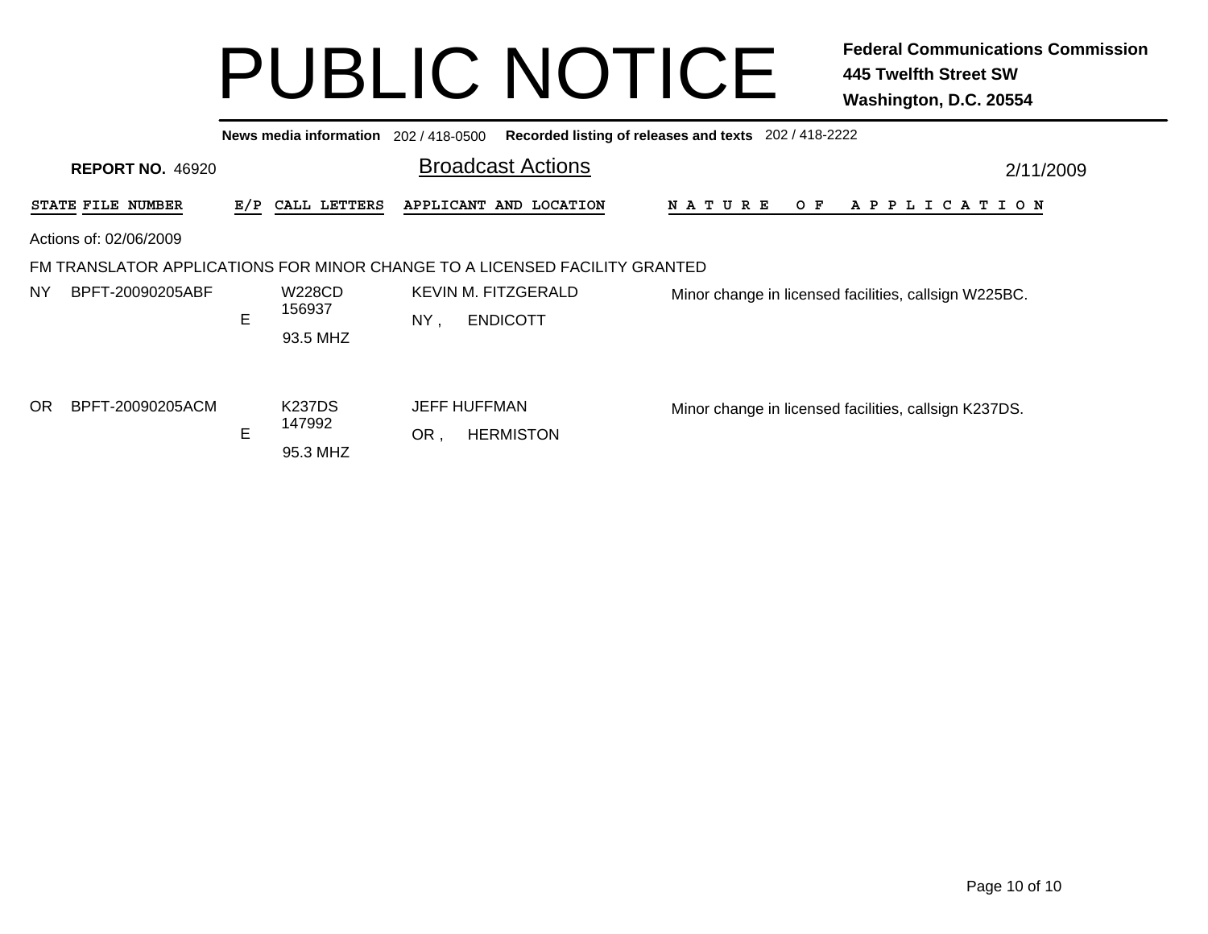# PUBLIC NOTICE

**Federal Communications Commission**
**445 Twelfth Street SW**
**Washington, D.C. 20554**

**News media information** 202 / 418-0500 **Recorded listing of releases and texts** 202 / 418-2222

**REPORT NO.** 46920

## Broadcast Actions

2/11/2009

Actions of: 02/06/2009

FM TRANSLATOR APPLICATIONS FOR MINOR CHANGE TO A LICENSED FACILITY GRANTED

| STATE | FILE NUMBER | E/P | CALL LETTERS | APPLICANT AND LOCATION | NATURE OF APPLICATION |
|---|---|---|---|---|---|
| NY | BPFT-20090205ABF | E | W228CD 156937 93.5 MHZ | KEVIN M. FITZGERALD NY , ENDICOTT | Minor change in licensed facilities, callsign W225BC. |
| OR | BPFT-20090205ACM | E | K237DS 147992 95.3 MHZ | JEFF HUFFMAN OR , HERMISTON | Minor change in licensed facilities, callsign K237DS. |